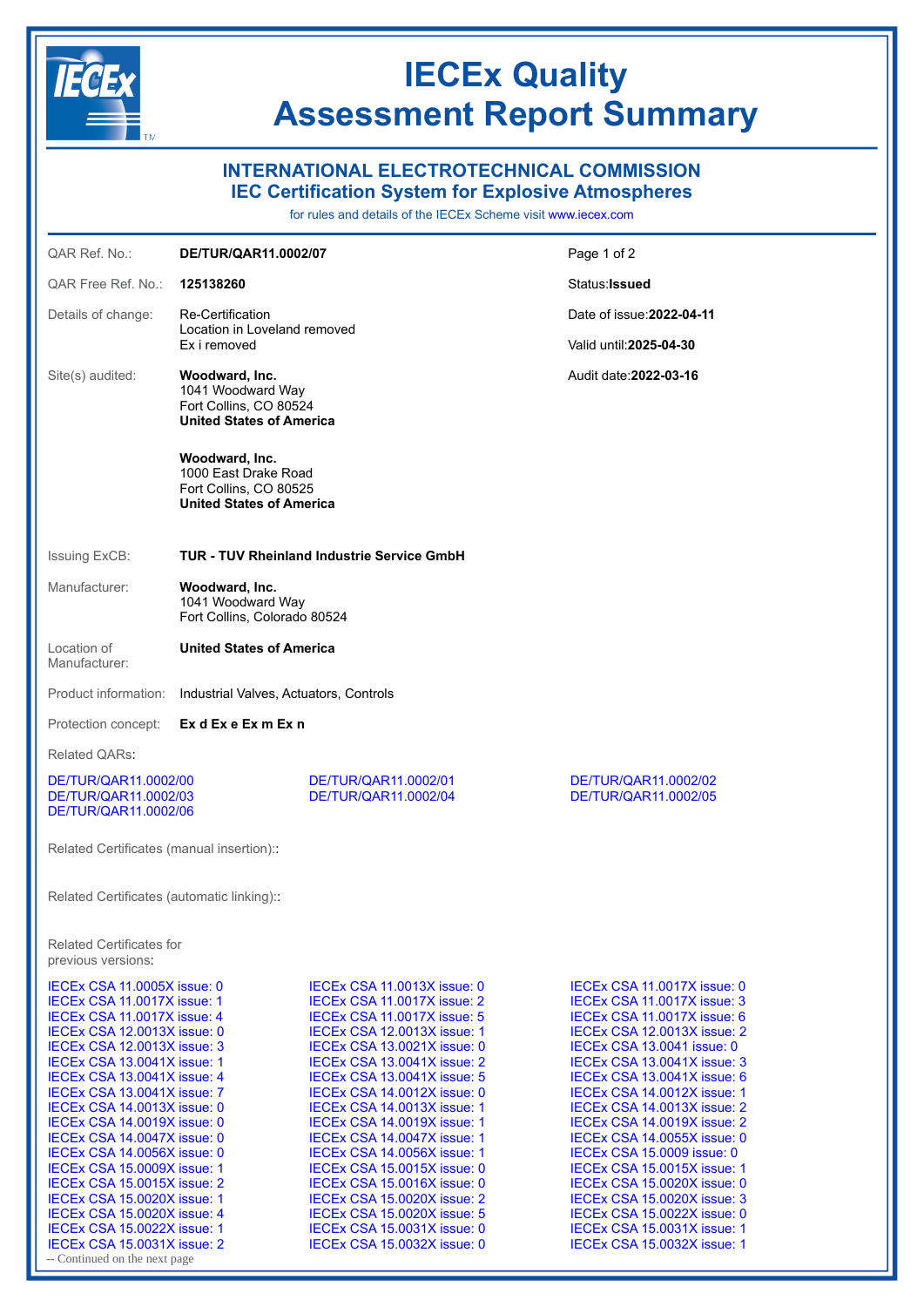# IECEx Quality Assessment Report Summary

## INTERNATIONAL ELECTROTECHNICAL COMMISSION
## IEC Certification System for Explosive Atmospheres

for rules and details of the IECEx Scheme visit www.iecex.com

| | | |
|---|---|---|
| QAR Ref. No.: | **DE/TUR/QAR11.0002/07** | |
| QAR Free Ref. No.: | **125138260** | Status: **Issued** |
| Details of change: | Re-Certification<br>Location in Loveland removed<br>Ex i removed | Date of issue: **2022-04-11**<br>Valid until: **2025-04-30** |
| Site(s) audited: | **Woodward, Inc.**<br>1041 Woodward Way<br>Fort Collins, CO 80524<br>**United States of America**<br><br>**Woodward, Inc.**<br>1000 East Drake Road<br>Fort Collins, CO 80525<br>**United States of America** | Audit date: **2022-03-16** |
| Issuing ExCB: | **TUR - TUV Rheinland Industrie Service GmbH** | |
| Manufacturer: | **Woodward, Inc.**<br>1041 Woodward Way<br>Fort Collins, Colorado 80524 | |
| Location of Manufacturer: | **United States of America** | |
| Product information: | Industrial Valves, Actuators, Controls | |
| Protection concept: | **Ex d Ex e Ex m Ex n** | |

Related QARs:

DE/TUR/QAR11.0002/00
DE/TUR/QAR11.0002/01
DE/TUR/QAR11.0002/02
DE/TUR/QAR11.0002/03
DE/TUR/QAR11.0002/04
DE/TUR/QAR11.0002/05
DE/TUR/QAR11.0002/06

Related Certificates (manual insertion)::

Related Certificates (automatic linking)::

Related Certificates for previous versions:

IECEx CSA 11.0005X issue: 0
IECEx CSA 11.0013X issue: 0
IECEx CSA 11.0017X issue: 0
IECEx CSA 11.0017X issue: 1
IECEx CSA 11.0017X issue: 2
IECEx CSA 11.0017X issue: 3
IECEx CSA 11.0017X issue: 4
IECEx CSA 11.0017X issue: 5
IECEx CSA 11.0017X issue: 6
IECEx CSA 12.0013X issue: 0
IECEx CSA 12.0013X issue: 1
IECEx CSA 12.0013X issue: 2
IECEx CSA 12.0013X issue: 3
IECEx CSA 13.0021X issue: 0
IECEx CSA 13.0041 issue: 0
IECEx CSA 13.0041X issue: 1
IECEx CSA 13.0041X issue: 2
IECEx CSA 13.0041X issue: 3
IECEx CSA 13.0041X issue: 4
IECEx CSA 13.0041X issue: 5
IECEx CSA 13.0041X issue: 6
IECEx CSA 13.0041X issue: 7
IECEx CSA 14.0012X issue: 0
IECEx CSA 14.0012X issue: 1
IECEx CSA 14.0013X issue: 0
IECEx CSA 14.0013X issue: 1
IECEx CSA 14.0013X issue: 2
IECEx CSA 14.0019X issue: 0
IECEx CSA 14.0019X issue: 1
IECEx CSA 14.0019X issue: 2
IECEx CSA 14.0047X issue: 0
IECEx CSA 14.0047X issue: 1
IECEx CSA 14.0055X issue: 0
IECEx CSA 14.0056X issue: 0
IECEx CSA 14.0056X issue: 1
IECEx CSA 15.0009 issue: 0
IECEx CSA 15.0009X issue: 1
IECEx CSA 15.0015X issue: 0
IECEx CSA 15.0015X issue: 1
IECEx CSA 15.0015X issue: 2
IECEx CSA 15.0016X issue: 0
IECEx CSA 15.0020X issue: 0
IECEx CSA 15.0020X issue: 1
IECEx CSA 15.0020X issue: 2
IECEx CSA 15.0020X issue: 3
IECEx CSA 15.0020X issue: 4
IECEx CSA 15.0020X issue: 5
IECEx CSA 15.0022X issue: 0
IECEx CSA 15.0022X issue: 1
IECEx CSA 15.0031X issue: 0
IECEx CSA 15.0031X issue: 1
IECEx CSA 15.0031X issue: 2
IECEx CSA 15.0032X issue: 0
IECEx CSA 15.0032X issue: 1

-- Continued on the next page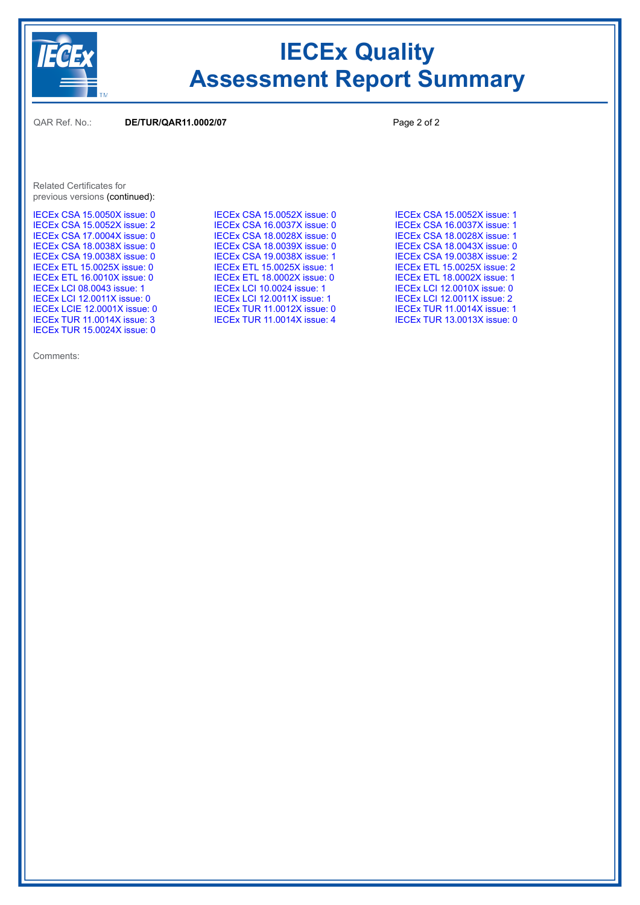# IECEx Quality Assessment Report Summary

QAR Ref. No.: **DE/TUR/QAR11.0002/07**

Related Certificates for previous versions (continued):

IECEx CSA 15.0050X issue: 0
IECEx CSA 15.0052X issue: 2
IECEx CSA 17.0004X issue: 0
IECEx CSA 18.0038X issue: 0
IECEx CSA 19.0038X issue: 0
IECEx ETL 15.0025X issue: 0
IECEx ETL 16.0010X issue: 0
IECEx LCI 08.0043 issue: 1
IECEx LCI 12.0011X issue: 0
IECEx LCIE 12.0001X issue: 0
IECEx TUR 11.0014X issue: 3
IECEx TUR 15.0024X issue: 0

IECEx CSA 15.0052X issue: 0
IECEx CSA 16.0037X issue: 0
IECEx CSA 18.0028X issue: 0
IECEx CSA 18.0039X issue: 0
IECEx CSA 19.0038X issue: 1
IECEx ETL 15.0025X issue: 1
IECEx ETL 18.0002X issue: 0
IECEx LCI 10.0024 issue: 1
IECEx LCI 12.0011X issue: 1
IECEx TUR 11.0012X issue: 0
IECEx TUR 11.0014X issue: 4

IECEx CSA 15.0052X issue: 1
IECEx CSA 16.0037X issue: 1
IECEx CSA 18.0028X issue: 1
IECEx CSA 18.0043X issue: 0
IECEx CSA 19.0038X issue: 2
IECEx ETL 15.0025X issue: 2
IECEx ETL 18.0002X issue: 1
IECEx LCI 12.0010X issue: 0
IECEx LCI 12.0011X issue: 2
IECEx TUR 11.0014X issue: 1
IECEx TUR 13.0013X issue: 0

Comments: